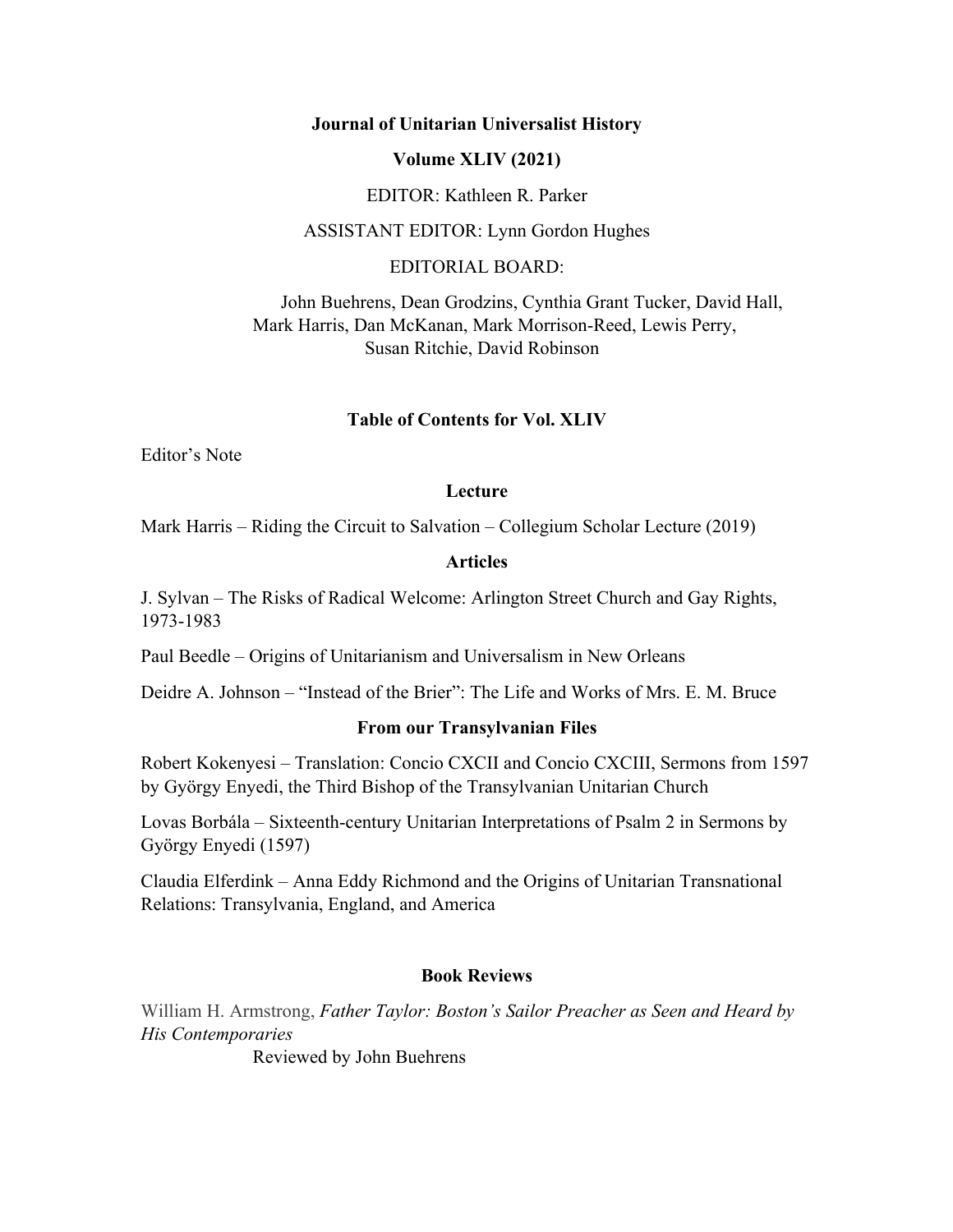**Journal of Unitarian Universalist History**

**Volume XLIV (2021)**

EDITOR: Kathleen R. Parker

ASSISTANT EDITOR: Lynn Gordon Hughes

EDITORIAL BOARD:

John Buehrens, Dean Grodzins, Cynthia Grant Tucker, David Hall, Mark Harris, Dan McKanan, Mark Morrison-Reed, Lewis Perry, Susan Ritchie, David Robinson

## Table of Contents for Vol. XLIV

Editor's Note

### Lecture

Mark Harris – Riding the Circuit to Salvation – Collegium Scholar Lecture (2019)

### Articles

J. Sylvan – The Risks of Radical Welcome: Arlington Street Church and Gay Rights, 1973-1983

Paul Beedle – Origins of Unitarianism and Universalism in New Orleans

Deidre A. Johnson – "Instead of the Brier": The Life and Works of Mrs. E. M. Bruce

### From our Transylvanian Files

Robert Kokenyesi – Translation: Concio CXCII and Concio CXCIII, Sermons from 1597 by György Enyedi, the Third Bishop of the Transylvanian Unitarian Church

Lovas Borbála – Sixteenth-century Unitarian Interpretations of Psalm 2 in Sermons by György Enyedi (1597)

Claudia Elferdink – Anna Eddy Richmond and the Origins of Unitarian Transnational Relations: Transylvania, England, and America

### Book Reviews

William H. Armstrong, *Father Taylor: Boston's Sailor Preacher as Seen and Heard by His Contemporaries*

Reviewed by John Buehrens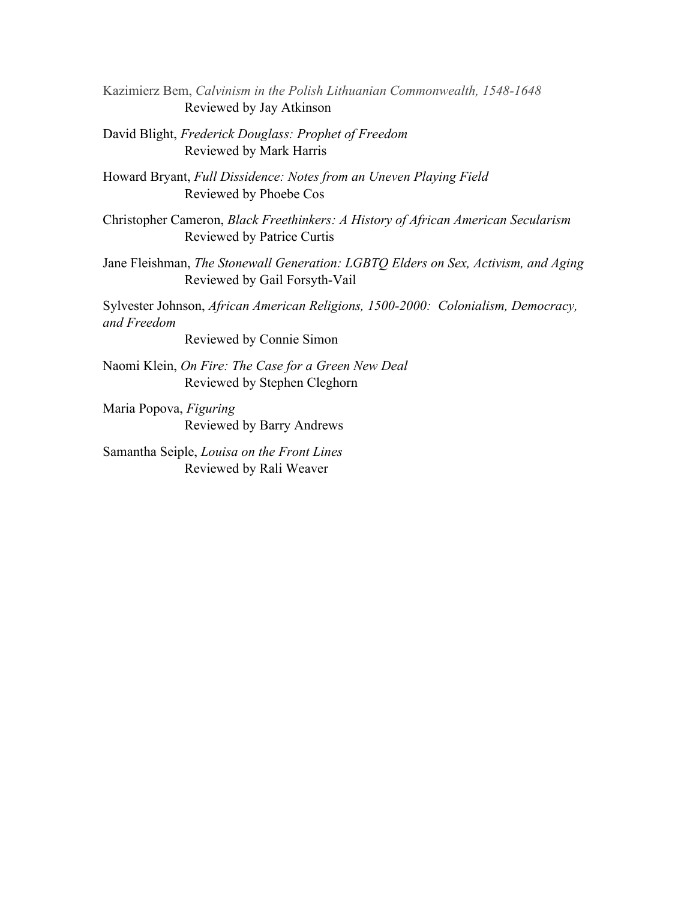Kazimierz Bem, *Calvinism in the Polish Lithuanian Commonwealth, 1548-1648*
Reviewed by Jay Atkinson

David Blight, *Frederick Douglass: Prophet of Freedom*
Reviewed by Mark Harris

Howard Bryant, *Full Dissidence: Notes from an Uneven Playing Field*
Reviewed by Phoebe Cos

Christopher Cameron, *Black Freethinkers: A History of African American Secularism*
Reviewed by Patrice Curtis

Jane Fleishman, *The Stonewall Generation: LGBTQ Elders on Sex, Activism, and Aging*
Reviewed by Gail Forsyth-Vail

Sylvester Johnson, *African American Religions, 1500-2000: Colonialism, Democracy, and Freedom*
Reviewed by Connie Simon

Naomi Klein, *On Fire: The Case for a Green New Deal*
Reviewed by Stephen Cleghorn

Maria Popova, *Figuring*
Reviewed by Barry Andrews

Samantha Seiple, *Louisa on the Front Lines*
Reviewed by Rali Weaver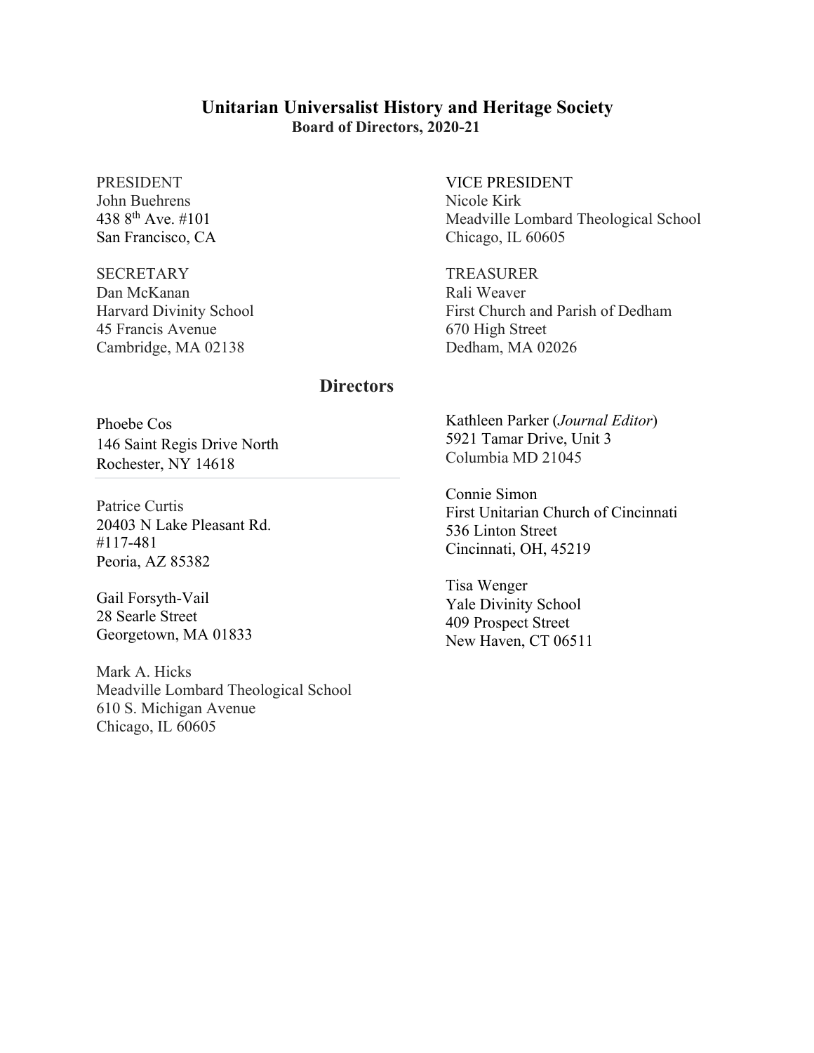## Unitarian Universalist History and Heritage Society

**Board of Directors, 2020-21**

PRESIDENT
John Buehrens
438 8th Ave. #101
San Francisco, CA

VICE PRESIDENT
Nicole Kirk
Meadville Lombard Theological School
Chicago, IL 60605

SECRETARY
Dan McKanan
Harvard Divinity School
45 Francis Avenue
Cambridge, MA 02138

TREASURER
Rali Weaver
First Church and Parish of Dedham
670 High Street
Dedham, MA 02026

## Directors

Phoebe Cos
146 Saint Regis Drive North
Rochester, NY 14618

Patrice Curtis
20403 N Lake Pleasant Rd.
#117-481
Peoria, AZ 85382

Gail Forsyth-Vail
28 Searle Street
Georgetown, MA 01833

Mark A. Hicks
Meadville Lombard Theological School
610 S. Michigan Avenue
Chicago, IL 60605

Kathleen Parker (*Journal Editor*)
5921 Tamar Drive, Unit 3
Columbia MD 21045

Connie Simon
First Unitarian Church of Cincinnati
536 Linton Street
Cincinnati, OH, 45219

Tisa Wenger
Yale Divinity School
409 Prospect Street
New Haven, CT 06511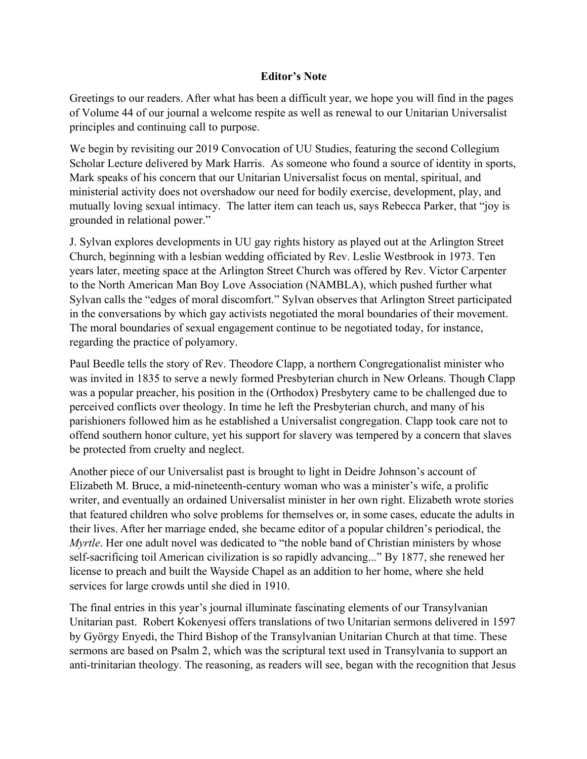**Editor's Note**

Greetings to our readers. After what has been a difficult year, we hope you will find in the pages of Volume 44 of our journal a welcome respite as well as renewal to our Unitarian Universalist principles and continuing call to purpose.

We begin by revisiting our 2019 Convocation of UU Studies, featuring the second Collegium Scholar Lecture delivered by Mark Harris. As someone who found a source of identity in sports, Mark speaks of his concern that our Unitarian Universalist focus on mental, spiritual, and ministerial activity does not overshadow our need for bodily exercise, development, play, and mutually loving sexual intimacy. The latter item can teach us, says Rebecca Parker, that "joy is grounded in relational power."

J. Sylvan explores developments in UU gay rights history as played out at the Arlington Street Church, beginning with a lesbian wedding officiated by Rev. Leslie Westbrook in 1973. Ten years later, meeting space at the Arlington Street Church was offered by Rev. Victor Carpenter to the North American Man Boy Love Association (NAMBLA), which pushed further what Sylvan calls the "edges of moral discomfort." Sylvan observes that Arlington Street participated in the conversations by which gay activists negotiated the moral boundaries of their movement. The moral boundaries of sexual engagement continue to be negotiated today, for instance, regarding the practice of polyamory.

Paul Beedle tells the story of Rev. Theodore Clapp, a northern Congregationalist minister who was invited in 1835 to serve a newly formed Presbyterian church in New Orleans. Though Clapp was a popular preacher, his position in the (Orthodox) Presbytery came to be challenged due to perceived conflicts over theology. In time he left the Presbyterian church, and many of his parishioners followed him as he established a Universalist congregation. Clapp took care not to offend southern honor culture, yet his support for slavery was tempered by a concern that slaves be protected from cruelty and neglect.

Another piece of our Universalist past is brought to light in Deidre Johnson's account of Elizabeth M. Bruce, a mid-nineteenth-century woman who was a minister's wife, a prolific writer, and eventually an ordained Universalist minister in her own right. Elizabeth wrote stories that featured children who solve problems for themselves or, in some cases, educate the adults in their lives. After her marriage ended, she became editor of a popular children's periodical, the *Myrtle*. Her one adult novel was dedicated to "the noble band of Christian ministers by whose self-sacrificing toil American civilization is so rapidly advancing..." By 1877, she renewed her license to preach and built the Wayside Chapel as an addition to her home, where she held services for large crowds until she died in 1910.

The final entries in this year's journal illuminate fascinating elements of our Transylvanian Unitarian past. Robert Kokenyesi offers translations of two Unitarian sermons delivered in 1597 by György Enyedi, the Third Bishop of the Transylvanian Unitarian Church at that time. These sermons are based on Psalm 2, which was the scriptural text used in Transylvania to support an anti-trinitarian theology. The reasoning, as readers will see, began with the recognition that Jesus